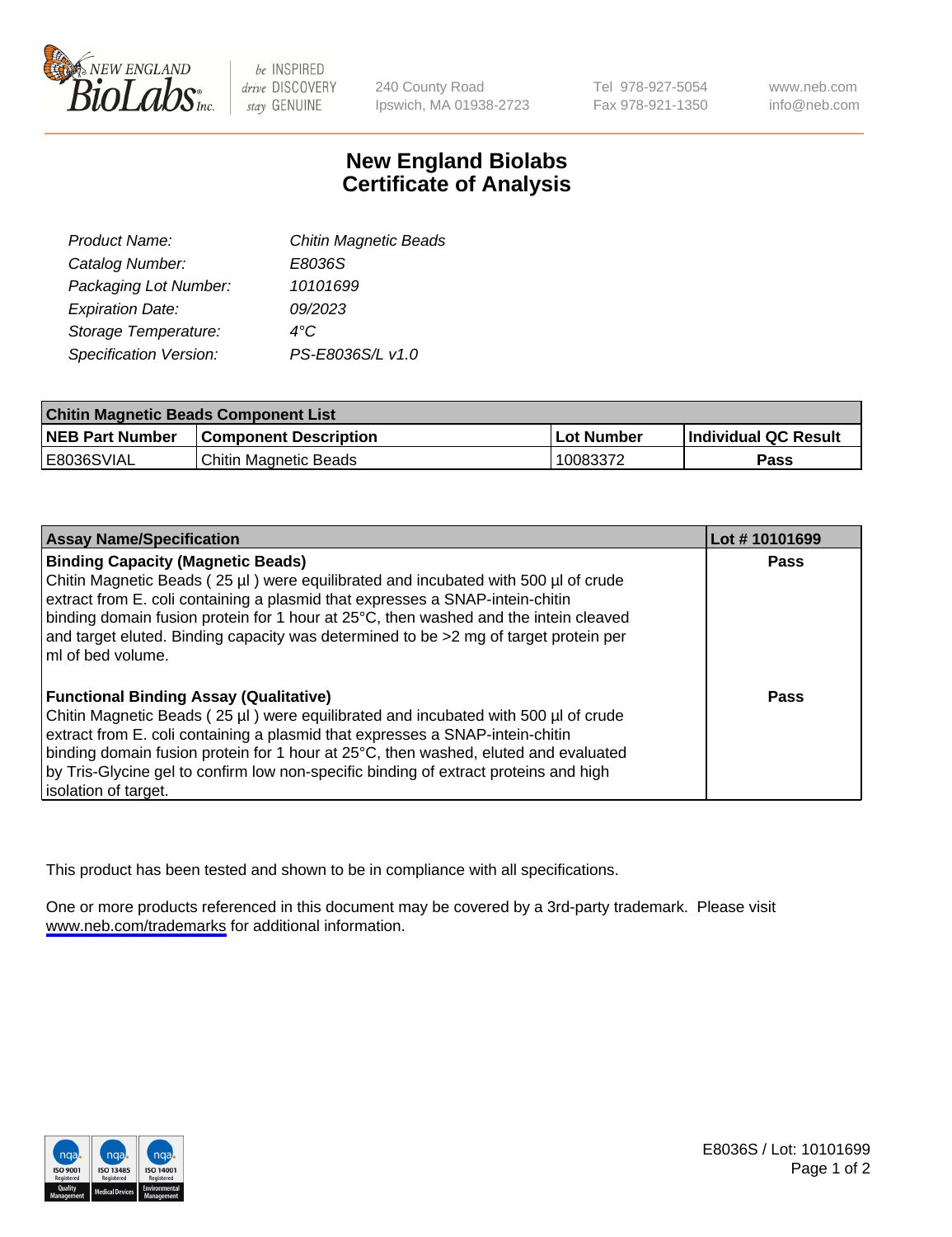# New England Biolabs Certificate of Analysis

| | |
|---|---|
| *Product Name:* | *Chitin Magnetic Beads* |
| *Catalog Number:* | *E8036S* |
| *Packaging Lot Number:* | *10101699* |
| *Expiration Date:* | *09/2023* |
| *Storage Temperature:* | *4°C* |
| *Specification Version:* | *PS-E8036S/L v1.0* |

| Chitin Magnetic Beads Component List | | | |
|---|---|---|---|
| **NEB Part Number** | **Component Description** | **Lot Number** | **Individual QC Result** |
| E8036SVIAL | Chitin Magnetic Beads | 10083372 | **Pass** |

| Assay Name/Specification | Lot # 10101699 |
|---|---|
| **Binding Capacity (Magnetic Beads)** Chitin Magnetic Beads ( 25 µl ) were equilibrated and incubated with 500 µl of crude extract from E. coli containing a plasmid that expresses a SNAP-intein-chitin binding domain fusion protein for 1 hour at 25°C, then washed and the intein cleaved and target eluted. Binding capacity was determined to be >2 mg of target protein per ml of bed volume. | **Pass** |
| **Functional Binding Assay (Qualitative)** Chitin Magnetic Beads ( 25 µl ) were equilibrated and incubated with 500 µl of crude extract from E. coli containing a plasmid that expresses a SNAP-intein-chitin binding domain fusion protein for 1 hour at 25°C, then washed, eluted and evaluated by Tris-Glycine gel to confirm low non-specific binding of extract proteins and high isolation of target. | **Pass** |

This product has been tested and shown to be in compliance with all specifications.

One or more products referenced in this document may be covered by a 3rd-party trademark. Please visit www.neb.com/trademarks for additional information.

E8036S / Lot: 10101699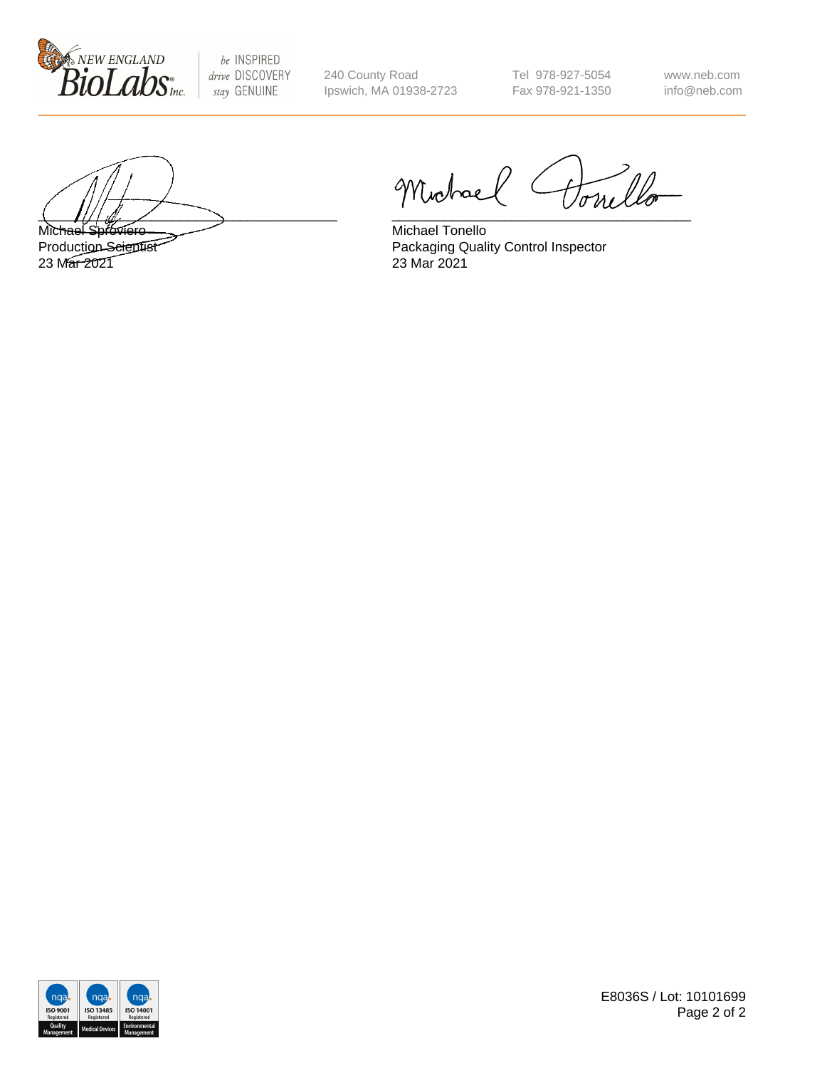Michael Sproviero
Production Scientist
23 Mar 2021

Michael Tonello
Packaging Quality Control Inspector
23 Mar 2021

E8036S / Lot: 10101699